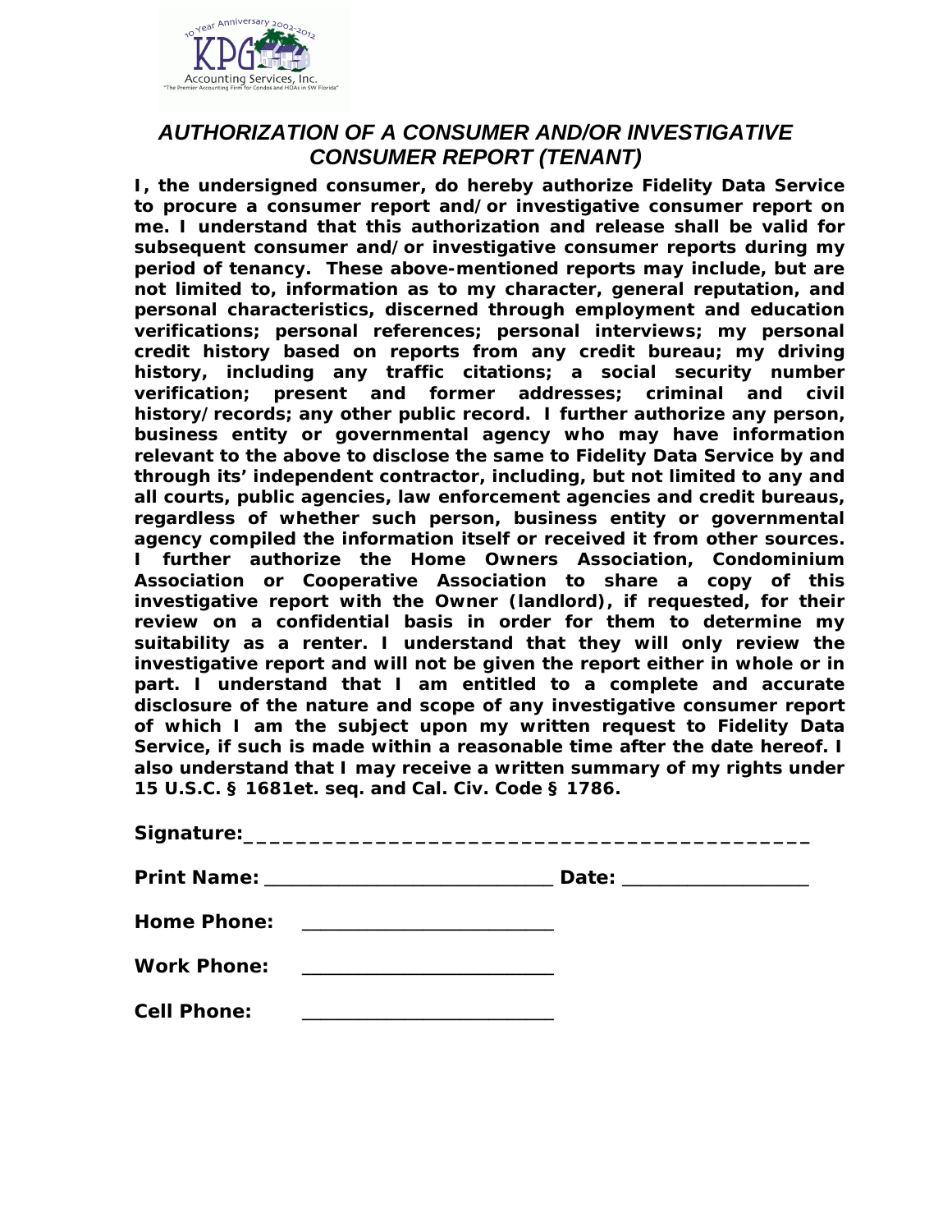# AUTHORIZATION OF A CONSUMER AND/OR INVESTIGATIVE CONSUMER REPORT (TENANT)

**I, the undersigned consumer, do hereby authorize Fidelity Data Service to procure a consumer report and/or investigative consumer report on me. I understand that this authorization and release shall be valid for subsequent consumer and/or investigative consumer reports during my period of tenancy. These above-mentioned reports may include, but are not limited to, information as to my character, general reputation, and personal characteristics, discerned through employment and education verifications; personal references; personal interviews; my personal credit history based on reports from any credit bureau; my driving history, including any traffic citations; a social security number verification; present and former addresses; criminal and civil history/records; any other public record. I further authorize any person, business entity or governmental agency who may have information relevant to the above to disclose the same to Fidelity Data Service by and through its' independent contractor, including, but not limited to any and all courts, public agencies, law enforcement agencies and credit bureaus, regardless of whether such person, business entity or governmental agency compiled the information itself or received it from other sources. I further authorize the Home Owners Association, Condominium Association or Cooperative Association to share a copy of this investigative report with the Owner (landlord), if requested, for their review on a confidential basis in order for them to determine my suitability as a renter. I understand that they will only review the investigative report and will not be given the report either in whole or in part. I understand that I am entitled to a complete and accurate disclosure of the nature and scope of any investigative consumer report of which I am the subject upon my written request to Fidelity Data Service, if such is made within a reasonable time after the date hereof. I also understand that I may receive a written summary of my rights under 15 U.S.C. § 1681et. seq. and Cal. Civ. Code § 1786.**

**Signature:**______________________________________________

**Print Name:** ____________________________ **Date:** __________________

**Home Phone:** ________________________

**Work Phone:** ________________________

**Cell Phone:** ________________________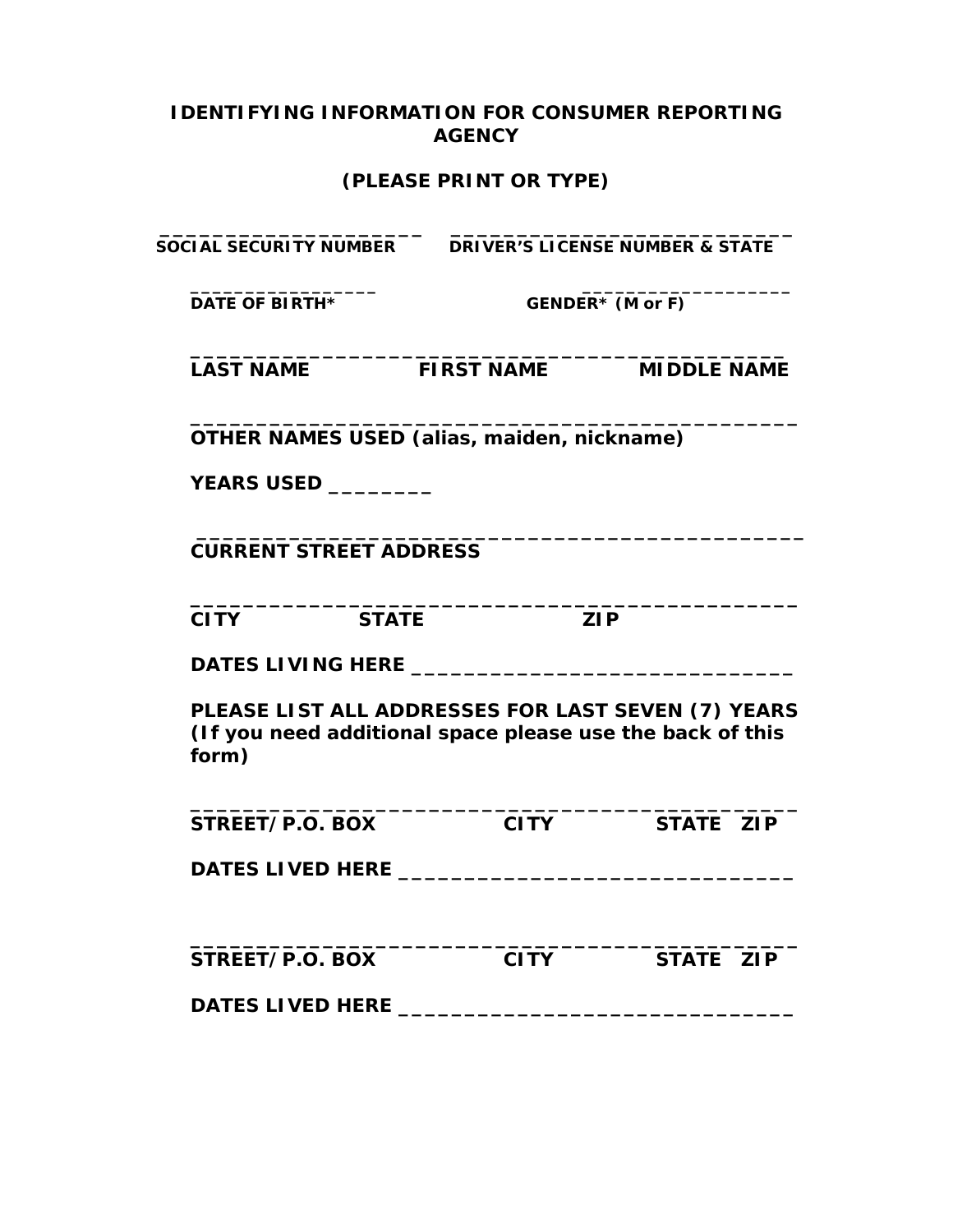# IDENTIFYING INFORMATION FOR CONSUMER REPORTING AGENCY

**(PLEASE PRINT OR TYPE)**

_____________________ ___________________________
**SOCIAL SECURITY NUMBER** **DRIVER'S LICENSE NUMBER & STATE**

_______________ _________________
**DATE OF BIRTH*** **GENDER* (M or F)**

______________________________________________
**LAST NAME** **FIRST NAME** **MIDDLE NAME**

_______________________________________________
**OTHER NAMES USED (alias, maiden, nickname)**

**YEARS USED** ________

_______________________________________________
**CURRENT STREET ADDRESS**

_______________________________________________
**CITY** **STATE** **ZIP**

**DATES LIVING HERE** ______________________________

**PLEASE LIST ALL ADDRESSES FOR LAST SEVEN (7) YEARS (If you need additional space please use the back of this form)**

_______________________________________________
**STREET/P.O. BOX** **CITY** **STATE** **ZIP**

**DATES LIVED HERE** _______________________________

_______________________________________________
**STREET/P.O. BOX** **CITY** **STATE** **ZIP**

**DATES LIVED HERE** _______________________________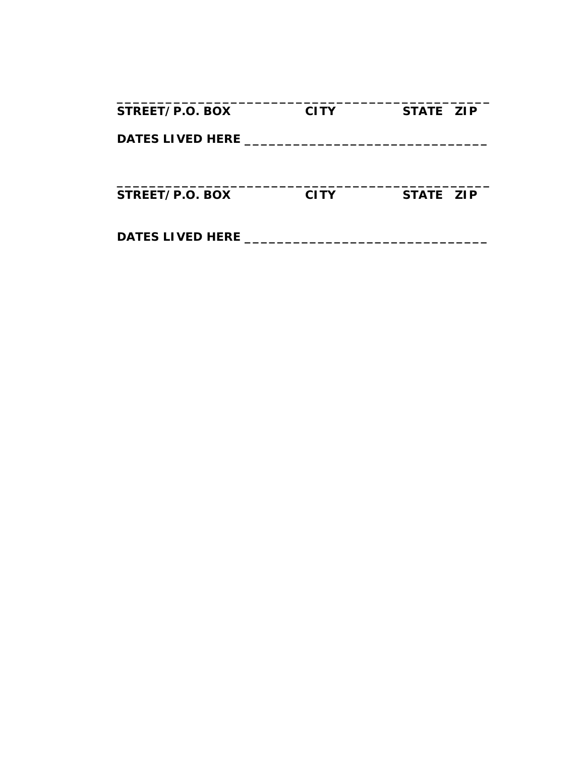_____________________________________________

**STREET/P.O. BOX CITY STATE ZIP**

**DATES LIVED HERE** ______________________________

_____________________________________________

**STREET/P.O. BOX CITY STATE ZIP**

**DATES LIVED HERE** ______________________________